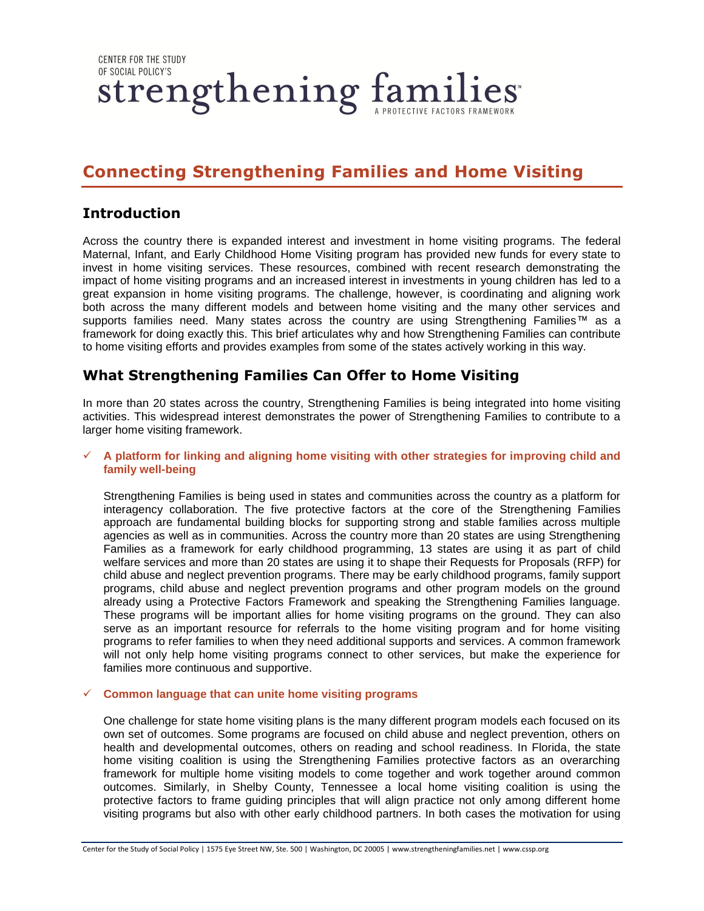CENTER FOR THE STUDY OF SOCIAL POLICY'S

strengthening families™

A PROTECTIVE FACTORS FRAMEWORK

# Connecting Strengthening Families and Home Visiting

## Introduction

Across the country there is expanded interest and investment in home visiting programs. The federal Maternal, Infant, and Early Childhood Home Visiting program has provided new funds for every state to invest in home visiting services. These resources, combined with recent research demonstrating the impact of home visiting programs and an increased interest in investments in young children has led to a great expansion in home visiting programs. The challenge, however, is coordinating and aligning work both across the many different models and between home visiting and the many other services and supports families need. Many states across the country are using Strengthening Families™ as a framework for doing exactly this. This brief articulates why and how Strengthening Families can contribute to home visiting efforts and provides examples from some of the states actively working in this way.

## What Strengthening Families Can Offer to Home Visiting

In more than 20 states across the country, Strengthening Families is being integrated into home visiting activities. This widespread interest demonstrates the power of Strengthening Families to contribute to a larger home visiting framework.

- ✓ **A platform for linking and aligning home visiting with other strategies for improving child and family well-being**

  Strengthening Families is being used in states and communities across the country as a platform for interagency collaboration. The five protective factors at the core of the Strengthening Families approach are fundamental building blocks for supporting strong and stable families across multiple agencies as well as in communities. Across the country more than 20 states are using Strengthening Families as a framework for early childhood programming, 13 states are using it as part of child welfare services and more than 20 states are using it to shape their Requests for Proposals (RFP) for child abuse and neglect prevention programs. There may be early childhood programs, family support programs, child abuse and neglect prevention programs and other program models on the ground already using a Protective Factors Framework and speaking the Strengthening Families language. These programs will be important allies for home visiting programs on the ground. They can also serve as an important resource for referrals to the home visiting program and for home visiting programs to refer families to when they need additional supports and services. A common framework will not only help home visiting programs connect to other services, but make the experience for families more continuous and supportive.

- ✓ **Common language that can unite home visiting programs**

  One challenge for state home visiting plans is the many different program models each focused on its own set of outcomes. Some programs are focused on child abuse and neglect prevention, others on health and developmental outcomes, others on reading and school readiness. In Florida, the state home visiting coalition is using the Strengthening Families protective factors as an overarching framework for multiple home visiting models to come together and work together around common outcomes. Similarly, in Shelby County, Tennessee a local home visiting coalition is using the protective factors to frame guiding principles that will align practice not only among different home visiting programs but also with other early childhood partners. In both cases the motivation for using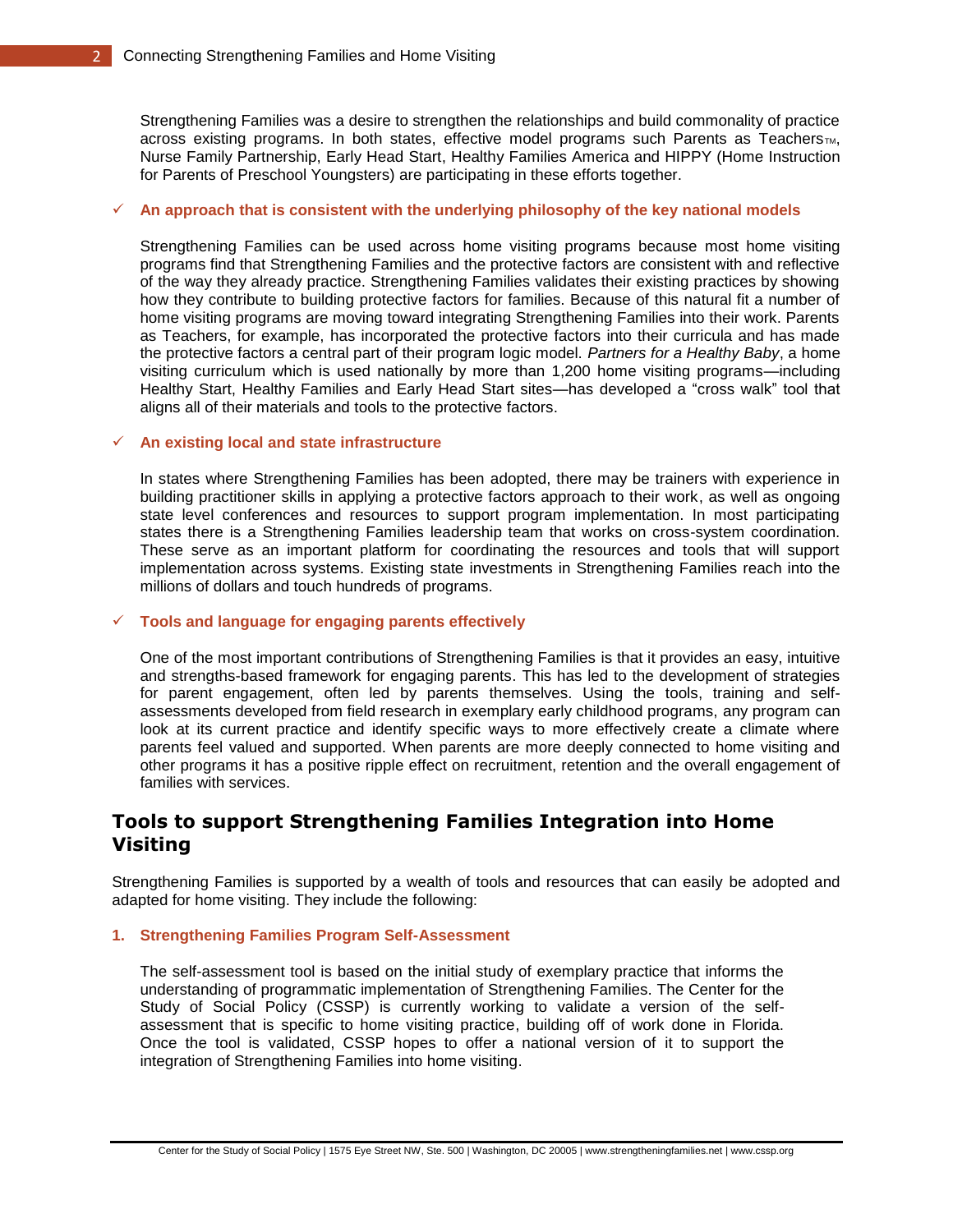Strengthening Families was a desire to strengthen the relationships and build commonality of practice across existing programs. In both states, effective model programs such Parents as Teachers™, Nurse Family Partnership, Early Head Start, Healthy Families America and HIPPY (Home Instruction for Parents of Preschool Youngsters) are participating in these efforts together.

- ✓ **An approach that is consistent with the underlying philosophy of the key national models**

  Strengthening Families can be used across home visiting programs because most home visiting programs find that Strengthening Families and the protective factors are consistent with and reflective of the way they already practice. Strengthening Families validates their existing practices by showing how they contribute to building protective factors for families. Because of this natural fit a number of home visiting programs are moving toward integrating Strengthening Families into their work. Parents as Teachers, for example, has incorporated the protective factors into their curricula and has made the protective factors a central part of their program logic model. *Partners for a Healthy Baby*, a home visiting curriculum which is used nationally by more than 1,200 home visiting programs—including Healthy Start, Healthy Families and Early Head Start sites—has developed a "cross walk" tool that aligns all of their materials and tools to the protective factors.

- ✓ **An existing local and state infrastructure**

  In states where Strengthening Families has been adopted, there may be trainers with experience in building practitioner skills in applying a protective factors approach to their work, as well as ongoing state level conferences and resources to support program implementation. In most participating states there is a Strengthening Families leadership team that works on cross-system coordination. These serve as an important platform for coordinating the resources and tools that will support implementation across systems. Existing state investments in Strengthening Families reach into the millions of dollars and touch hundreds of programs.

- ✓ **Tools and language for engaging parents effectively**

  One of the most important contributions of Strengthening Families is that it provides an easy, intuitive and strengths-based framework for engaging parents. This has led to the development of strategies for parent engagement, often led by parents themselves. Using the tools, training and self-assessments developed from field research in exemplary early childhood programs, any program can look at its current practice and identify specific ways to more effectively create a climate where parents feel valued and supported. When parents are more deeply connected to home visiting and other programs it has a positive ripple effect on recruitment, retention and the overall engagement of families with services.

## Tools to support Strengthening Families Integration into Home Visiting

Strengthening Families is supported by a wealth of tools and resources that can easily be adopted and adapted for home visiting. They include the following:

1. **Strengthening Families Program Self-Assessment**

   The self-assessment tool is based on the initial study of exemplary practice that informs the understanding of programmatic implementation of Strengthening Families. The Center for the Study of Social Policy (CSSP) is currently working to validate a version of the self-assessment that is specific to home visiting practice, building off of work done in Florida. Once the tool is validated, CSSP hopes to offer a national version of it to support the integration of Strengthening Families into home visiting.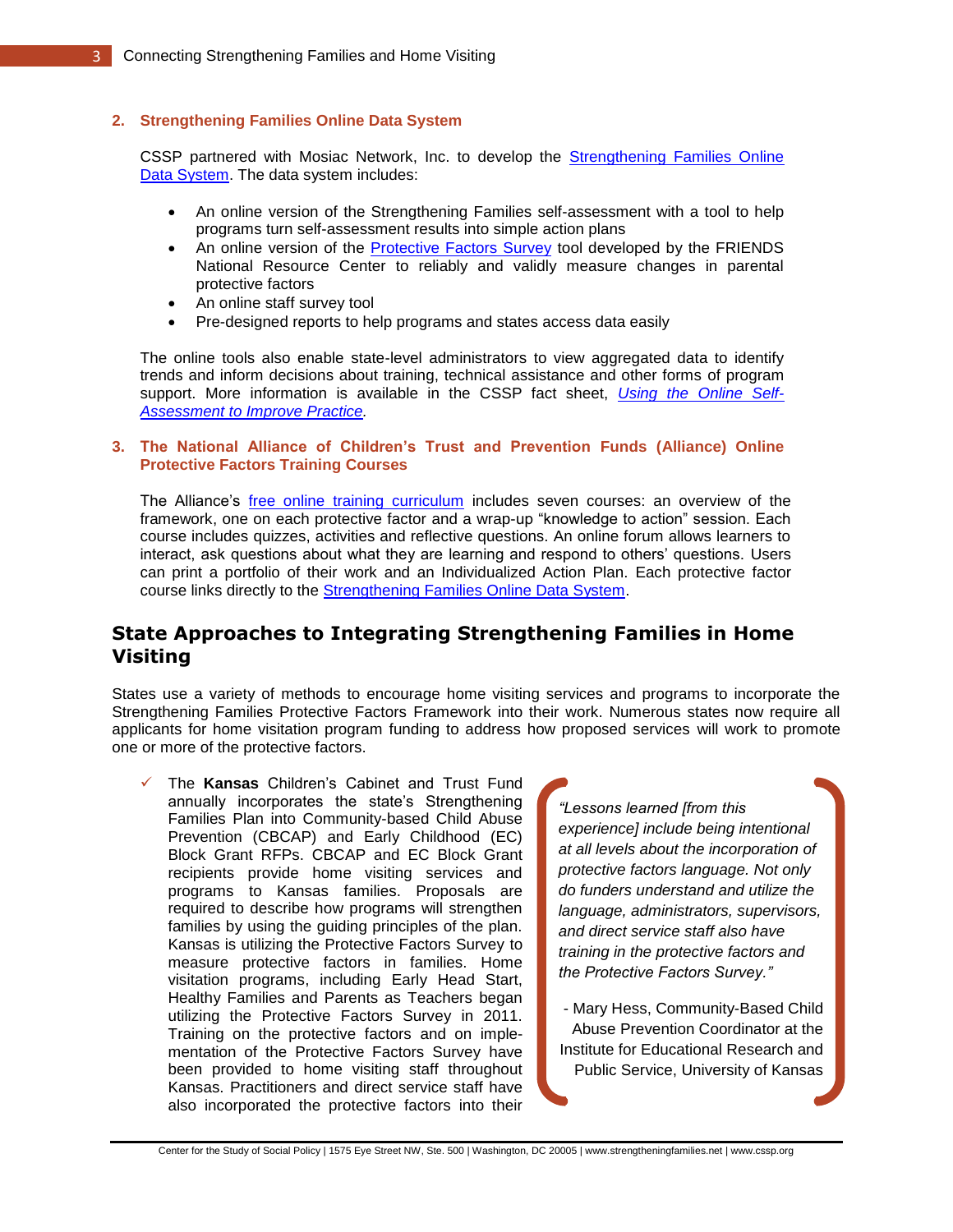**2. Strengthening Families Online Data System**

CSSP partnered with Mosiac Network, Inc. to develop the Strengthening Families Online Data System. The data system includes:

- An online version of the Strengthening Families self-assessment with a tool to help programs turn self-assessment results into simple action plans
- An online version of the Protective Factors Survey tool developed by the FRIENDS National Resource Center to reliably and validly measure changes in parental protective factors
- An online staff survey tool
- Pre-designed reports to help programs and states access data easily

The online tools also enable state-level administrators to view aggregated data to identify trends and inform decisions about training, technical assistance and other forms of program support. More information is available in the CSSP fact sheet, *Using the Online Self-Assessment to Improve Practice.*

**3. The National Alliance of Children's Trust and Prevention Funds (Alliance) Online Protective Factors Training Courses**

The Alliance's free online training curriculum includes seven courses: an overview of the framework, one on each protective factor and a wrap-up "knowledge to action" session. Each course includes quizzes, activities and reflective questions. An online forum allows learners to interact, ask questions about what they are learning and respond to others' questions. Users can print a portfolio of their work and an Individualized Action Plan. Each protective factor course links directly to the Strengthening Families Online Data System.

## State Approaches to Integrating Strengthening Families in Home Visiting

States use a variety of methods to encourage home visiting services and programs to incorporate the Strengthening Families Protective Factors Framework into their work. Numerous states now require all applicants for home visitation program funding to address how proposed services will work to promote one or more of the protective factors.

- ✓ The **Kansas** Children's Cabinet and Trust Fund annually incorporates the state's Strengthening Families Plan into Community-based Child Abuse Prevention (CBCAP) and Early Childhood (EC) Block Grant RFPs. CBCAP and EC Block Grant recipients provide home visiting services and programs to Kansas families. Proposals are required to describe how programs will strengthen families by using the guiding principles of the plan. Kansas is utilizing the Protective Factors Survey to measure protective factors in families. Home visitation programs, including Early Head Start, Healthy Families and Parents as Teachers began utilizing the Protective Factors Survey in 2011. Training on the protective factors and on implementation of the Protective Factors Survey have been provided to home visiting staff throughout Kansas. Practitioners and direct service staff have also incorporated the protective factors into their

> *"Lessons learned [from this experience] include being intentional at all levels about the incorporation of protective factors language. Not only do funders understand and utilize the language, administrators, supervisors, and direct service staff also have training in the protective factors and the Protective Factors Survey."*
>
> \- Mary Hess, Community-Based Child Abuse Prevention Coordinator at the Institute for Educational Research and Public Service, University of Kansas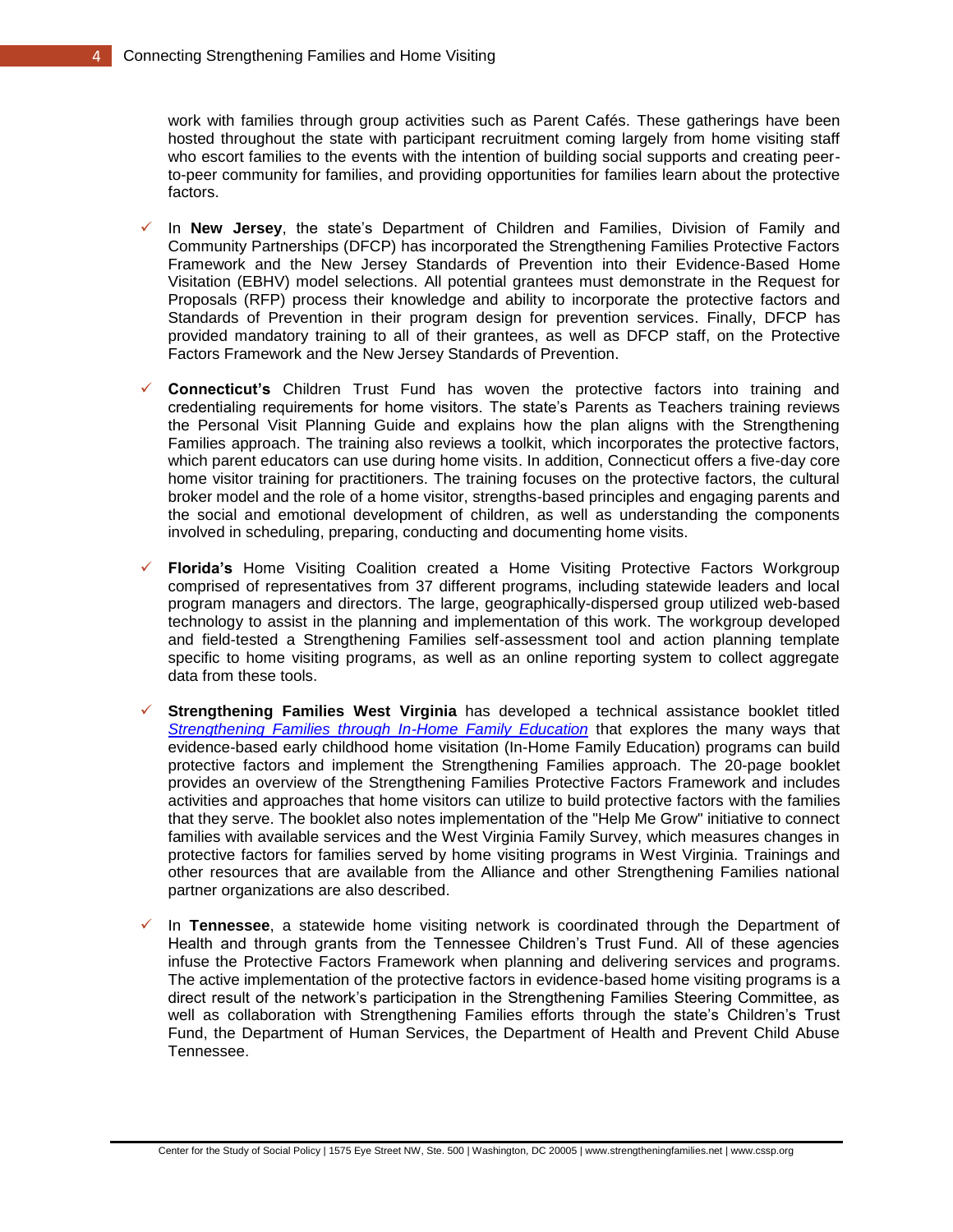work with families through group activities such as Parent Cafés. These gatherings have been hosted throughout the state with participant recruitment coming largely from home visiting staff who escort families to the events with the intention of building social supports and creating peer-to-peer community for families, and providing opportunities for families learn about the protective factors.

- ✓ In **New Jersey**, the state's Department of Children and Families, Division of Family and Community Partnerships (DFCP) has incorporated the Strengthening Families Protective Factors Framework and the New Jersey Standards of Prevention into their Evidence-Based Home Visitation (EBHV) model selections. All potential grantees must demonstrate in the Request for Proposals (RFP) process their knowledge and ability to incorporate the protective factors and Standards of Prevention in their program design for prevention services. Finally, DFCP has provided mandatory training to all of their grantees, as well as DFCP staff, on the Protective Factors Framework and the New Jersey Standards of Prevention.

- ✓ **Connecticut's** Children Trust Fund has woven the protective factors into training and credentialing requirements for home visitors. The state's Parents as Teachers training reviews the Personal Visit Planning Guide and explains how the plan aligns with the Strengthening Families approach. The training also reviews a toolkit, which incorporates the protective factors, which parent educators can use during home visits. In addition, Connecticut offers a five-day core home visitor training for practitioners. The training focuses on the protective factors, the cultural broker model and the role of a home visitor, strengths-based principles and engaging parents and the social and emotional development of children, as well as understanding the components involved in scheduling, preparing, conducting and documenting home visits.

- ✓ **Florida's** Home Visiting Coalition created a Home Visiting Protective Factors Workgroup comprised of representatives from 37 different programs, including statewide leaders and local program managers and directors. The large, geographically-dispersed group utilized web-based technology to assist in the planning and implementation of this work. The workgroup developed and field-tested a Strengthening Families self-assessment tool and action planning template specific to home visiting programs, as well as an online reporting system to collect aggregate data from these tools.

- ✓ **Strengthening Families West Virginia** has developed a technical assistance booklet titled *Strengthening Families through In-Home Family Education* that explores the many ways that evidence-based early childhood home visitation (In-Home Family Education) programs can build protective factors and implement the Strengthening Families approach. The 20-page booklet provides an overview of the Strengthening Families Protective Factors Framework and includes activities and approaches that home visitors can utilize to build protective factors with the families that they serve. The booklet also notes implementation of the "Help Me Grow" initiative to connect families with available services and the West Virginia Family Survey, which measures changes in protective factors for families served by home visiting programs in West Virginia. Trainings and other resources that are available from the Alliance and other Strengthening Families national partner organizations are also described.

- ✓ In **Tennessee**, a statewide home visiting network is coordinated through the Department of Health and through grants from the Tennessee Children's Trust Fund. All of these agencies infuse the Protective Factors Framework when planning and delivering services and programs. The active implementation of the protective factors in evidence-based home visiting programs is a direct result of the network's participation in the Strengthening Families Steering Committee, as well as collaboration with Strengthening Families efforts through the state's Children's Trust Fund, the Department of Human Services, the Department of Health and Prevent Child Abuse Tennessee.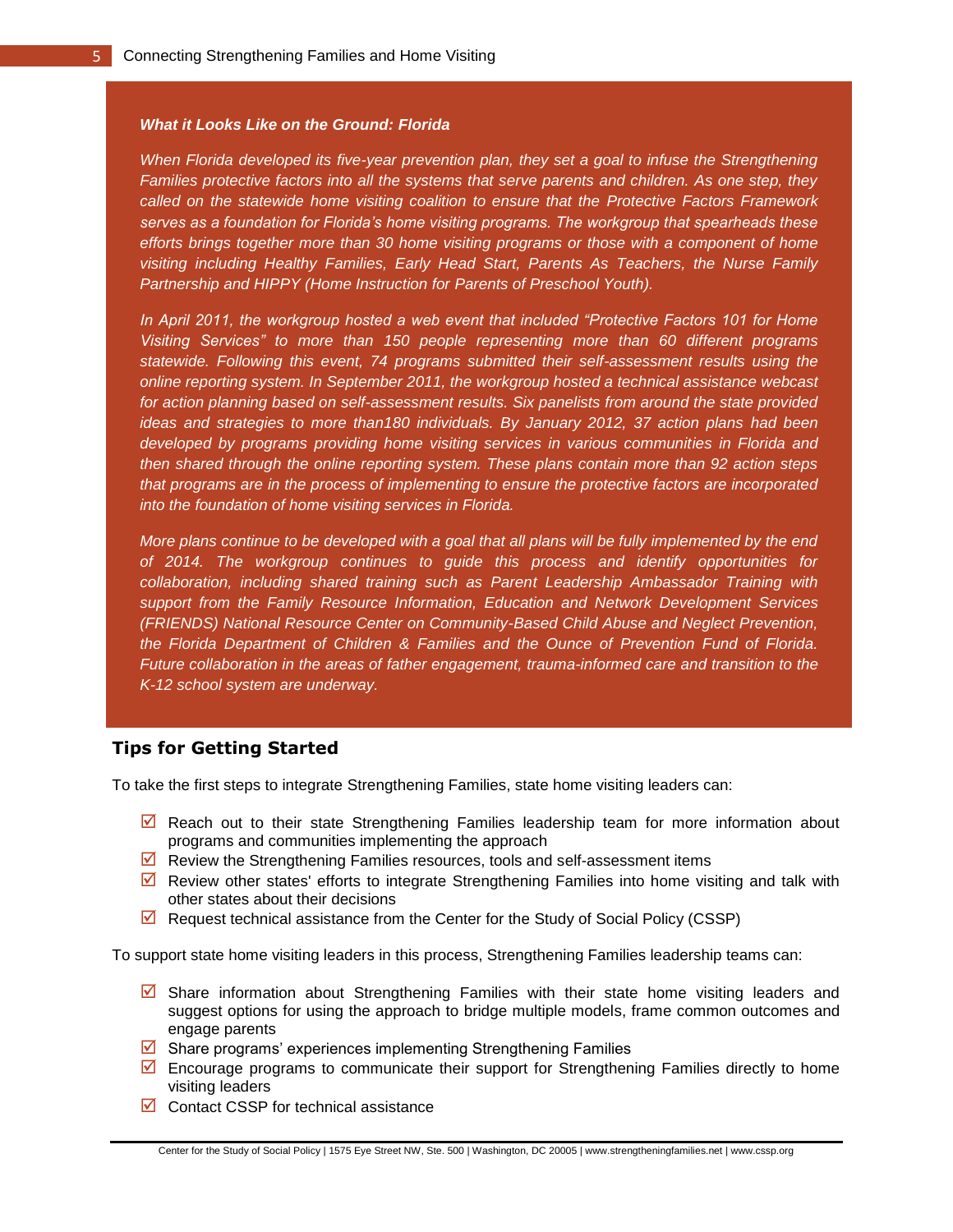***What it Looks Like on the Ground: Florida***

*When Florida developed its five-year prevention plan, they set a goal to infuse the Strengthening Families protective factors into all the systems that serve parents and children. As one step, they called on the statewide home visiting coalition to ensure that the Protective Factors Framework serves as a foundation for Florida's home visiting programs. The workgroup that spearheads these efforts brings together more than 30 home visiting programs or those with a component of home visiting including Healthy Families, Early Head Start, Parents As Teachers, the Nurse Family Partnership and HIPPY (Home Instruction for Parents of Preschool Youth).*

*In April 2011, the workgroup hosted a web event that included "Protective Factors 101 for Home Visiting Services" to more than 150 people representing more than 60 different programs statewide. Following this event, 74 programs submitted their self-assessment results using the online reporting system. In September 2011, the workgroup hosted a technical assistance webcast for action planning based on self-assessment results. Six panelists from around the state provided ideas and strategies to more than180 individuals. By January 2012, 37 action plans had been developed by programs providing home visiting services in various communities in Florida and then shared through the online reporting system. These plans contain more than 92 action steps that programs are in the process of implementing to ensure the protective factors are incorporated into the foundation of home visiting services in Florida.*

*More plans continue to be developed with a goal that all plans will be fully implemented by the end of 2014. The workgroup continues to guide this process and identify opportunities for collaboration, including shared training such as Parent Leadership Ambassador Training with support from the Family Resource Information, Education and Network Development Services (FRIENDS) National Resource Center on Community-Based Child Abuse and Neglect Prevention, the Florida Department of Children & Families and the Ounce of Prevention Fund of Florida. Future collaboration in the areas of father engagement, trauma-informed care and transition to the K-12 school system are underway.*

## Tips for Getting Started

To take the first steps to integrate Strengthening Families, state home visiting leaders can:

- ☑ Reach out to their state Strengthening Families leadership team for more information about programs and communities implementing the approach
- ☑ Review the Strengthening Families resources, tools and self-assessment items
- ☑ Review other states' efforts to integrate Strengthening Families into home visiting and talk with other states about their decisions
- ☑ Request technical assistance from the Center for the Study of Social Policy (CSSP)

To support state home visiting leaders in this process, Strengthening Families leadership teams can:

- ☑ Share information about Strengthening Families with their state home visiting leaders and suggest options for using the approach to bridge multiple models, frame common outcomes and engage parents
- ☑ Share programs' experiences implementing Strengthening Families
- ☑ Encourage programs to communicate their support for Strengthening Families directly to home visiting leaders
- ☑ Contact CSSP for technical assistance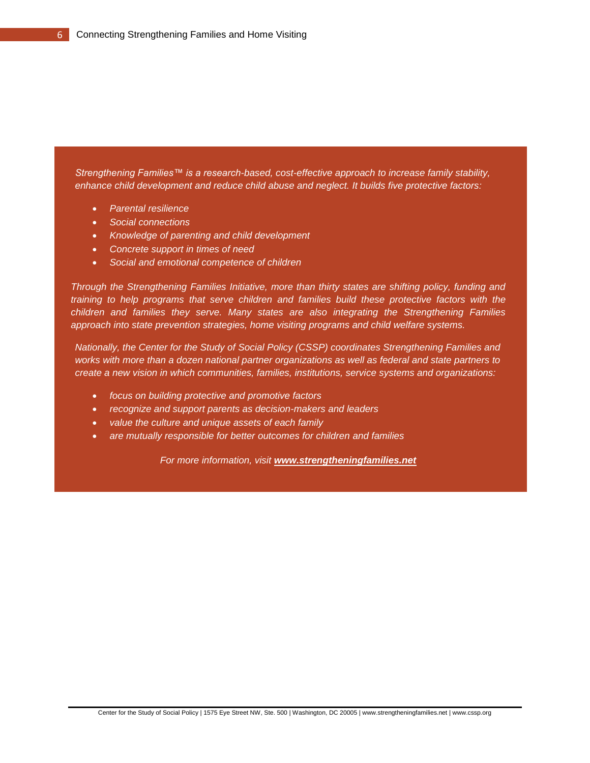*Strengthening Families™ is a research-based, cost-effective approach to increase family stability, enhance child development and reduce child abuse and neglect. It builds five protective factors:*

- *Parental resilience*
- *Social connections*
- *Knowledge of parenting and child development*
- *Concrete support in times of need*
- *Social and emotional competence of children*

*Through the Strengthening Families Initiative, more than thirty states are shifting policy, funding and training to help programs that serve children and families build these protective factors with the children and families they serve. Many states are also integrating the Strengthening Families approach into state prevention strategies, home visiting programs and child welfare systems.*

*Nationally, the Center for the Study of Social Policy (CSSP) coordinates Strengthening Families and works with more than a dozen national partner organizations as well as federal and state partners to create a new vision in which communities, families, institutions, service systems and organizations:*

- *focus on building protective and promotive factors*
- *recognize and support parents as decision-makers and leaders*
- *value the culture and unique assets of each family*
- *are mutually responsible for better outcomes for children and families*

*For more information, visit* ***www.strengtheningfamilies.net***

Center for the Study of Social Policy | 1575 Eye Street NW, Ste. 500 | Washington, DC 20005 | www.strengtheningfamilies.net | www.cssp.org